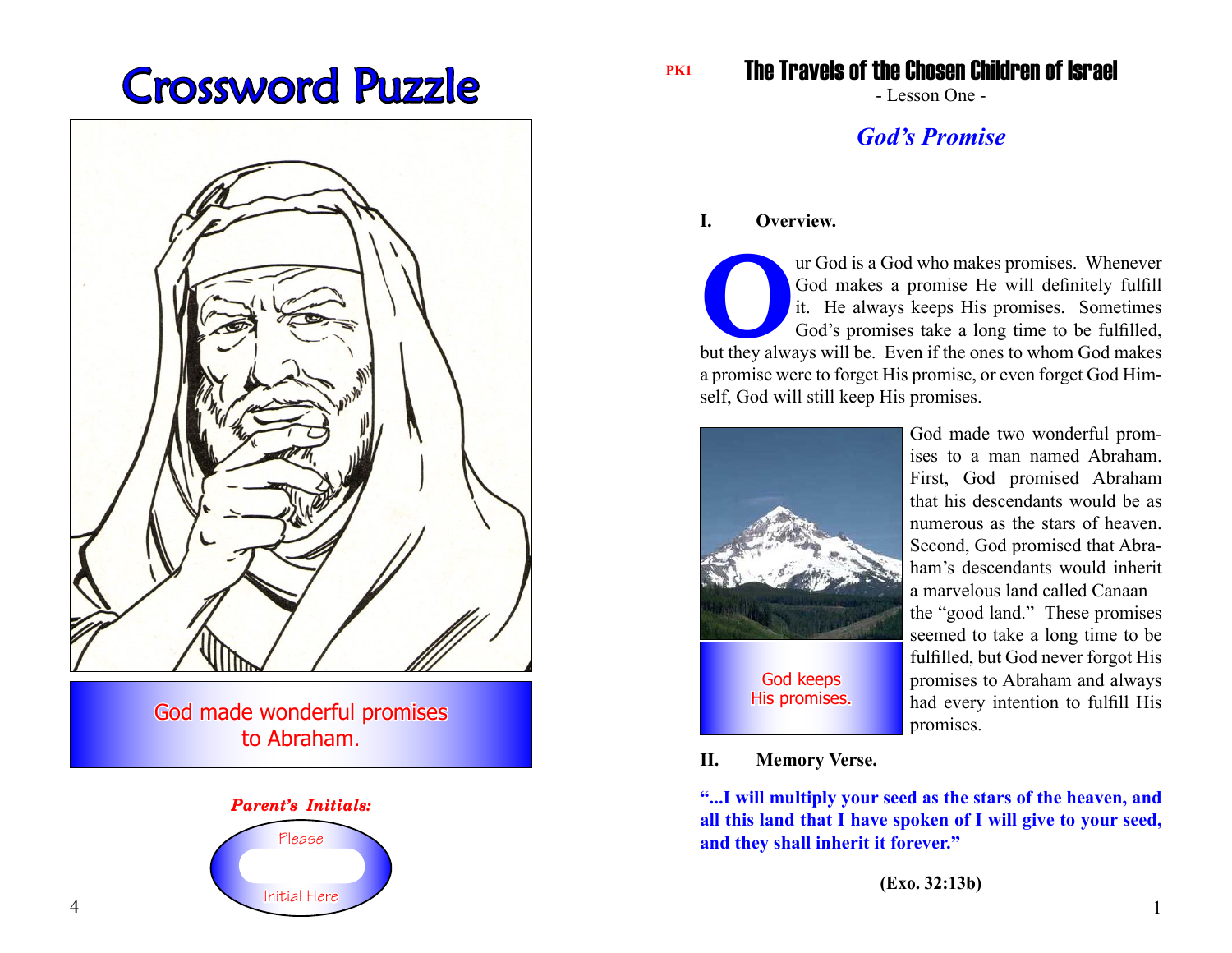# Crossword Puzzle

God made wonderful promises to Abraham.

*Parent's Initials:*

Please

Initial Here

PK1

# The Travels of the Chosen Children of Israel

- Lesson One -

## *God's Promise*

**I. Overview.**

Our God is a God who makes promises. Whenever God makes a promise He will definitely fulfill it. He always keeps His promises. Sometimes God's promises take a long time to be fulfilled, but they always will be. Even if the ones to whom God makes a promise were to forget His promise, or even forget God Himself, God will still keep His promises.

God keeps His promises.

God made two wonderful promises to a man named Abraham. First, God promised Abraham that his descendants would be as numerous as the stars of heaven. Second, God promised that Abraham's descendants would inherit a marvelous land called Canaan – the "good land." These promises seemed to take a long time to be fulfilled, but God never forgot His promises to Abraham and always had every intention to fulfill His promises.

**II. Memory Verse.**

**"...I will multiply your seed as the stars of the heaven, and all this land that I have spoken of I will give to your seed, and they shall inherit it forever."**

**(Exo. 32:13b)**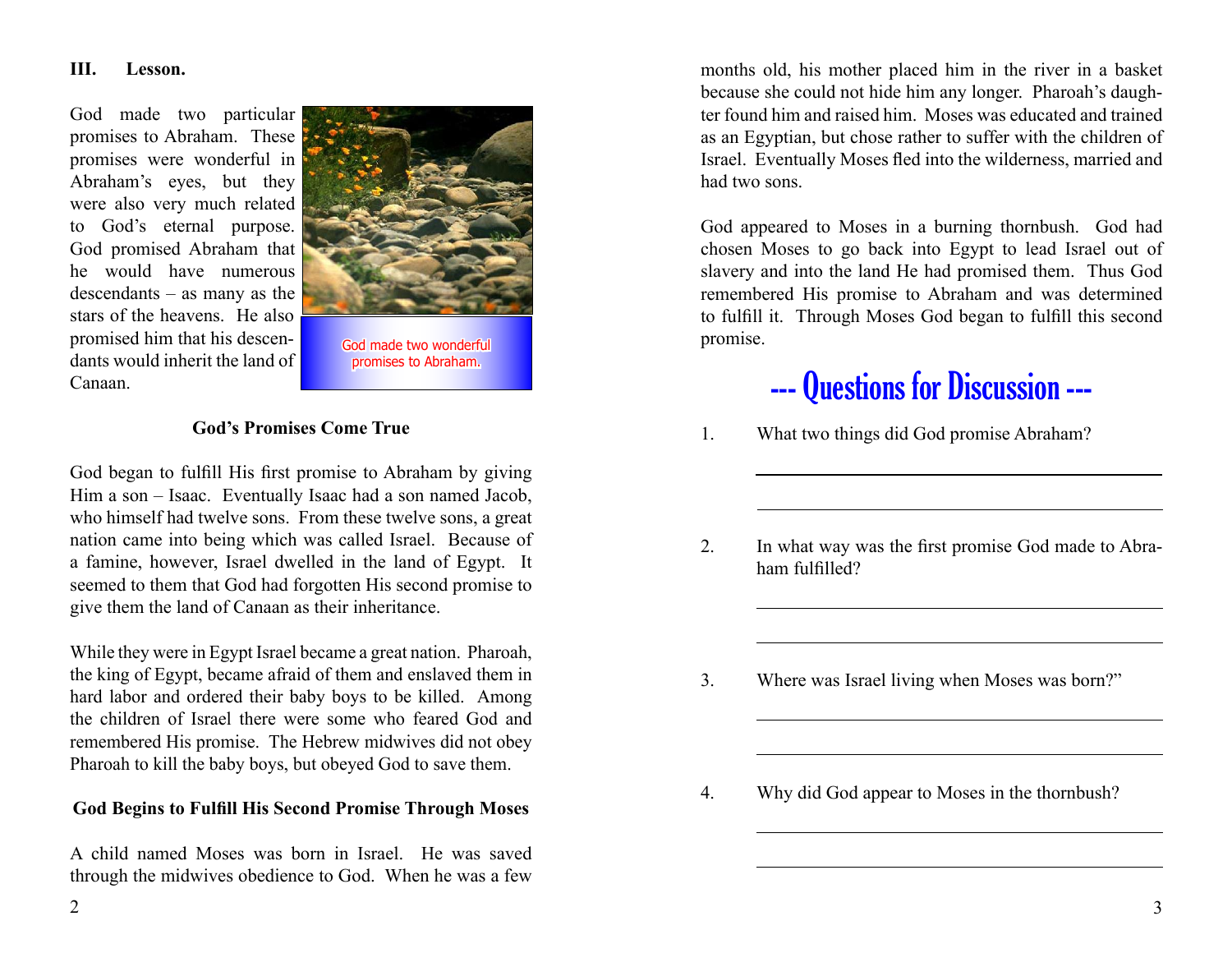## III. Lesson.

God made two particular promises to Abraham. These promises were wonderful in Abraham's eyes, but they were also very much related to God's eternal purpose. God promised Abraham that he would have numerous descendants – as many as the stars of the heavens. He also promised him that his descendants would inherit the land of Canaan.

God made two wonderful promises to Abraham.

### God's Promises Come True

God began to fulfill His first promise to Abraham by giving Him a son – Isaac. Eventually Isaac had a son named Jacob, who himself had twelve sons. From these twelve sons, a great nation came into being which was called Israel. Because of a famine, however, Israel dwelled in the land of Egypt. It seemed to them that God had forgotten His second promise to give them the land of Canaan as their inheritance.

While they were in Egypt Israel became a great nation. Pharoah, the king of Egypt, became afraid of them and enslaved them in hard labor and ordered their baby boys to be killed. Among the children of Israel there were some who feared God and remembered His promise. The Hebrew midwives did not obey Pharoah to kill the baby boys, but obeyed God to save them.

### God Begins to Fulfill His Second Promise Through Moses

A child named Moses was born in Israel. He was saved through the midwives obedience to God. When he was a few months old, his mother placed him in the river in a basket because she could not hide him any longer. Pharoah's daughter found him and raised him. Moses was educated and trained as an Egyptian, but chose rather to suffer with the children of Israel. Eventually Moses fled into the wilderness, married and had two sons.

God appeared to Moses in a burning thornbush. God had chosen Moses to go back into Egypt to lead Israel out of slavery and into the land He had promised them. Thus God remembered His promise to Abraham and was determined to fulfill it. Through Moses God began to fulfill this second promise.

## --- Questions for Discussion ---

1. What two things did God promise Abraham?

______________________________________

______________________________________

2. In what way was the first promise God made to Abraham fulfilled?

______________________________________

______________________________________

3. Where was Israel living when Moses was born?"

______________________________________

______________________________________

4. Why did God appear to Moses in the thornbush?

______________________________________

______________________________________